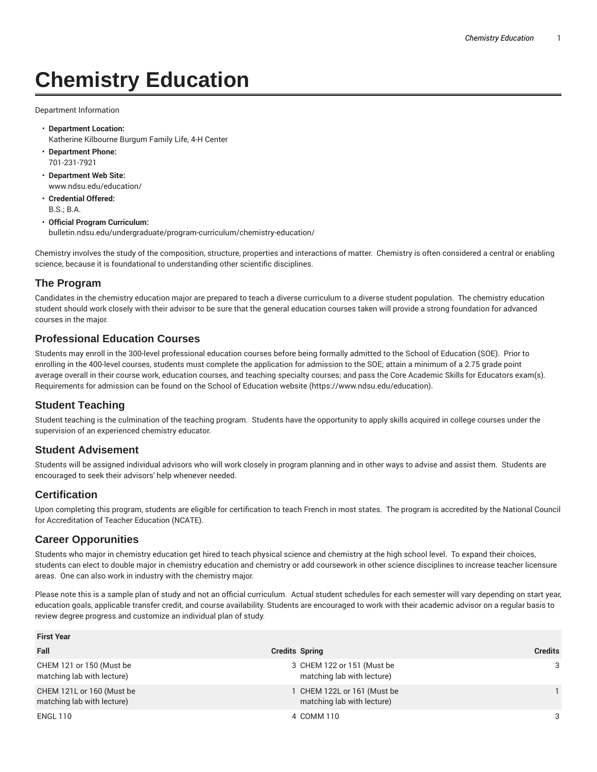# Chemistry Education

Department Information

- **Department Location:**
  Katherine Kilbourne Burgum Family Life, 4-H Center
- **Department Phone:**
  701-231-7921
- **Department Web Site:**
  www.ndsu.edu/education/
- **Credential Offered:**
  B.S.; B.A.
- **Official Program Curriculum:**
  bulletin.ndsu.edu/undergraduate/program-curriculum/chemistry-education/

Chemistry involves the study of the composition, structure, properties and interactions of matter. Chemistry is often considered a central or enabling science, because it is foundational to understanding other scientific disciplines.

## The Program

Candidates in the chemistry education major are prepared to teach a diverse curriculum to a diverse student population. The chemistry education student should work closely with their advisor to be sure that the general education courses taken will provide a strong foundation for advanced courses in the major.

## Professional Education Courses

Students may enroll in the 300-level professional education courses before being formally admitted to the School of Education (SOE). Prior to enrolling in the 400-level courses, students must complete the application for admission to the SOE; attain a minimum of a 2.75 grade point average overall in their course work, education courses, and teaching specialty courses; and pass the Core Academic Skills for Educators exam(s). Requirements for admission can be found on the School of Education website (https://www.ndsu.edu/education).

## Student Teaching

Student teaching is the culmination of the teaching program. Students have the opportunity to apply skills acquired in college courses under the supervision of an experienced chemistry educator.

## Student Advisement

Students will be assigned individual advisors who will work closely in program planning and in other ways to advise and assist them. Students are encouraged to seek their advisors' help whenever needed.

## Certification

Upon completing this program, students are eligible for certification to teach French in most states. The program is accredited by the National Council for Accreditation of Teacher Education (NCATE).

## Career Opporunities

Students who major in chemistry education get hired to teach physical science and chemistry at the high school level. To expand their choices, students can elect to double major in chemistry education and chemistry or add coursework in other science disciplines to increase teacher licensure areas. One can also work in industry with the chemistry major.

Please note this is a sample plan of study and not an official curriculum. Actual student schedules for each semester will vary depending on start year, education goals, applicable transfer credit, and course availability. Students are encouraged to work with their academic advisor on a regular basis to review degree progress and customize an individual plan of study.

| First Year | | | |
|---|---|---|---|
| **Fall** | **Credits** | **Spring** | **Credits** |
| CHEM 121 or 150 (Must be matching lab with lecture) | 3 | CHEM 122 or 151 (Must be matching lab with lecture) | 3 |
| CHEM 121L or 160 (Must be matching lab with lecture) | 1 | CHEM 122L or 161 (Must be matching lab with lecture) | 1 |
| ENGL 110 | 4 | COMM 110 | 3 |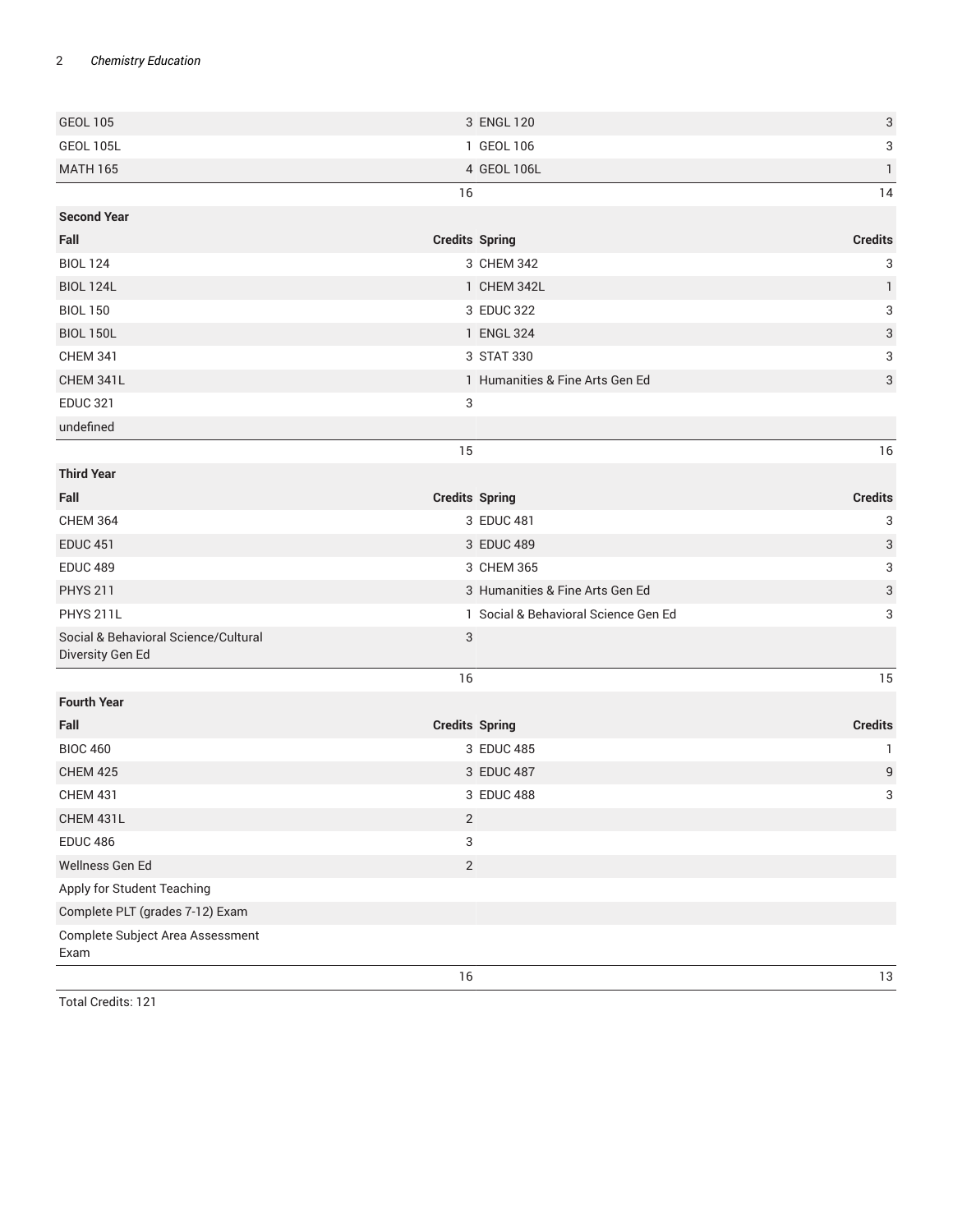| | | | |
|---|---|---|---|
| GEOL 105 | 3 | ENGL 120 | 3 |
| GEOL 105L | 1 | GEOL 106 | 3 |
| MATH 165 | 4 | GEOL 106L | 1 |
| | 16 | | 14 |
| **Second Year** | | | |
| **Fall** | **Credits** | **Spring** | **Credits** |
| BIOL 124 | 3 | CHEM 342 | 3 |
| BIOL 124L | 1 | CHEM 342L | 1 |
| BIOL 150 | 3 | EDUC 322 | 3 |
| BIOL 150L | 1 | ENGL 324 | 3 |
| CHEM 341 | 3 | STAT 330 | 3 |
| CHEM 341L | 1 | Humanities & Fine Arts Gen Ed | 3 |
| EDUC 321 | 3 | | |
| undefined | | | |
| | 15 | | 16 |
| **Third Year** | | | |
| **Fall** | **Credits** | **Spring** | **Credits** |
| CHEM 364 | 3 | EDUC 481 | 3 |
| EDUC 451 | 3 | EDUC 489 | 3 |
| EDUC 489 | 3 | CHEM 365 | 3 |
| PHYS 211 | 3 | Humanities & Fine Arts Gen Ed | 3 |
| PHYS 211L | 1 | Social & Behavioral Science Gen Ed | 3 |
| Social & Behavioral Science/Cultural Diversity Gen Ed | 3 | | |
| | 16 | | 15 |
| **Fourth Year** | | | |
| **Fall** | **Credits** | **Spring** | **Credits** |
| BIOC 460 | 3 | EDUC 485 | 1 |
| CHEM 425 | 3 | EDUC 487 | 9 |
| CHEM 431 | 3 | EDUC 488 | 3 |
| CHEM 431L | 2 | | |
| EDUC 486 | 3 | | |
| Wellness Gen Ed | 2 | | |
| Apply for Student Teaching | | | |
| Complete PLT (grades 7-12) Exam | | | |
| Complete Subject Area Assessment Exam | | | |
| | 16 | | 13 |

Total Credits: 121